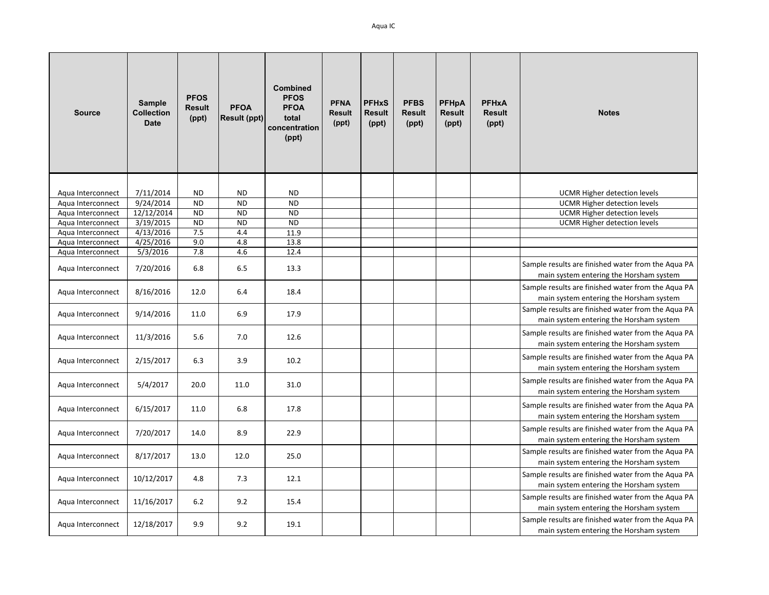| Source | Sample Collection Date | PFOS Result (ppt) | PFOA Result (ppt) | Combined PFOS PFOA total concentration (ppt) | PFNA Result (ppt) | PFHxS Result (ppt) | PFBS Result (ppt) | PFHpA Result (ppt) | PFHxA Result (ppt) | Notes |
|---|---|---|---|---|---|---|---|---|---|---|
| Aqua Interconnect | 7/11/2014 | ND | ND | ND | | | | | | UCMR Higher detection levels |
| Aqua Interconnect | 9/24/2014 | ND | ND | ND | | | | | | UCMR Higher detection levels |
| Aqua Interconnect | 12/12/2014 | ND | ND | ND | | | | | | UCMR Higher detection levels |
| Aqua Interconnect | 3/19/2015 | ND | ND | ND | | | | | | UCMR Higher detection levels |
| Aqua Interconnect | 4/13/2016 | 7.5 | 4.4 | 11.9 | | | | | | |
| Aqua Interconnect | 4/25/2016 | 9.0 | 4.8 | 13.8 | | | | | | |
| Aqua Interconnect | 5/3/2016 | 7.8 | 4.6 | 12.4 | | | | | | |
| Aqua Interconnect | 7/20/2016 | 6.8 | 6.5 | 13.3 | | | | | | Sample results are finished water from the Aqua PA main system entering the Horsham system |
| Aqua Interconnect | 8/16/2016 | 12.0 | 6.4 | 18.4 | | | | | | Sample results are finished water from the Aqua PA main system entering the Horsham system |
| Aqua Interconnect | 9/14/2016 | 11.0 | 6.9 | 17.9 | | | | | | Sample results are finished water from the Aqua PA main system entering the Horsham system |
| Aqua Interconnect | 11/3/2016 | 5.6 | 7.0 | 12.6 | | | | | | Sample results are finished water from the Aqua PA main system entering the Horsham system |
| Aqua Interconnect | 2/15/2017 | 6.3 | 3.9 | 10.2 | | | | | | Sample results are finished water from the Aqua PA main system entering the Horsham system |
| Aqua Interconnect | 5/4/2017 | 20.0 | 11.0 | 31.0 | | | | | | Sample results are finished water from the Aqua PA main system entering the Horsham system |
| Aqua Interconnect | 6/15/2017 | 11.0 | 6.8 | 17.8 | | | | | | Sample results are finished water from the Aqua PA main system entering the Horsham system |
| Aqua Interconnect | 7/20/2017 | 14.0 | 8.9 | 22.9 | | | | | | Sample results are finished water from the Aqua PA main system entering the Horsham system |
| Aqua Interconnect | 8/17/2017 | 13.0 | 12.0 | 25.0 | | | | | | Sample results are finished water from the Aqua PA main system entering the Horsham system |
| Aqua Interconnect | 10/12/2017 | 4.8 | 7.3 | 12.1 | | | | | | Sample results are finished water from the Aqua PA main system entering the Horsham system |
| Aqua Interconnect | 11/16/2017 | 6.2 | 9.2 | 15.4 | | | | | | Sample results are finished water from the Aqua PA main system entering the Horsham system |
| Aqua Interconnect | 12/18/2017 | 9.9 | 9.2 | 19.1 | | | | | | Sample results are finished water from the Aqua PA main system entering the Horsham system |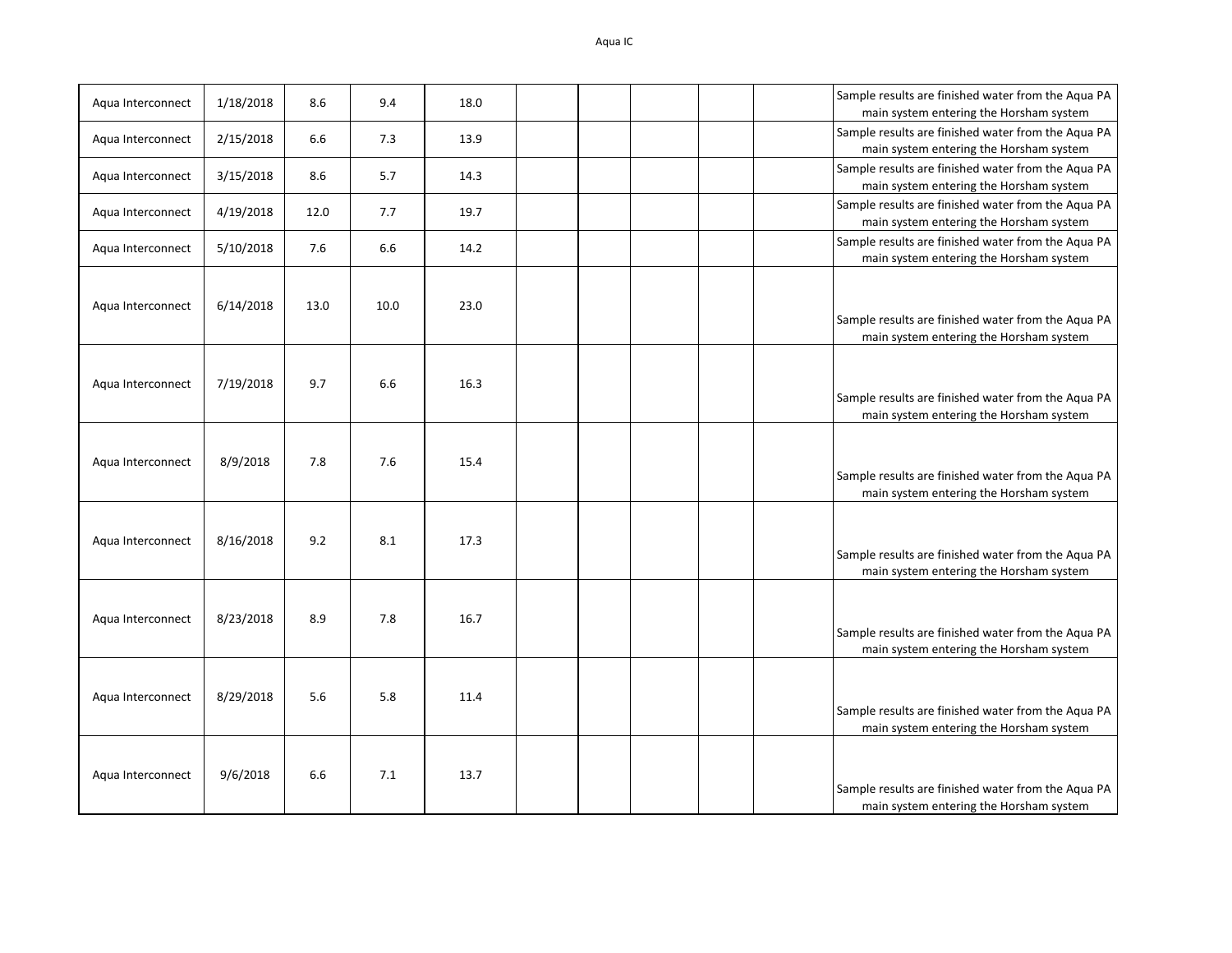| | | | | | | | | | | |
|---|---|---|---|---|---|---|---|---|---|---|
| Aqua Interconnect | 1/18/2018 | 8.6 | 9.4 | 18.0 | | | | | | Sample results are finished water from the Aqua PA main system entering the Horsham system |
| Aqua Interconnect | 2/15/2018 | 6.6 | 7.3 | 13.9 | | | | | | Sample results are finished water from the Aqua PA main system entering the Horsham system |
| Aqua Interconnect | 3/15/2018 | 8.6 | 5.7 | 14.3 | | | | | | Sample results are finished water from the Aqua PA main system entering the Horsham system |
| Aqua Interconnect | 4/19/2018 | 12.0 | 7.7 | 19.7 | | | | | | Sample results are finished water from the Aqua PA main system entering the Horsham system |
| Aqua Interconnect | 5/10/2018 | 7.6 | 6.6 | 14.2 | | | | | | Sample results are finished water from the Aqua PA main system entering the Horsham system |
| Aqua Interconnect | 6/14/2018 | 13.0 | 10.0 | 23.0 | | | | | | Sample results are finished water from the Aqua PA main system entering the Horsham system |
| Aqua Interconnect | 7/19/2018 | 9.7 | 6.6 | 16.3 | | | | | | Sample results are finished water from the Aqua PA main system entering the Horsham system |
| Aqua Interconnect | 8/9/2018 | 7.8 | 7.6 | 15.4 | | | | | | Sample results are finished water from the Aqua PA main system entering the Horsham system |
| Aqua Interconnect | 8/16/2018 | 9.2 | 8.1 | 17.3 | | | | | | Sample results are finished water from the Aqua PA main system entering the Horsham system |
| Aqua Interconnect | 8/23/2018 | 8.9 | 7.8 | 16.7 | | | | | | Sample results are finished water from the Aqua PA main system entering the Horsham system |
| Aqua Interconnect | 8/29/2018 | 5.6 | 5.8 | 11.4 | | | | | | Sample results are finished water from the Aqua PA main system entering the Horsham system |
| Aqua Interconnect | 9/6/2018 | 6.6 | 7.1 | 13.7 | | | | | | Sample results are finished water from the Aqua PA main system entering the Horsham system |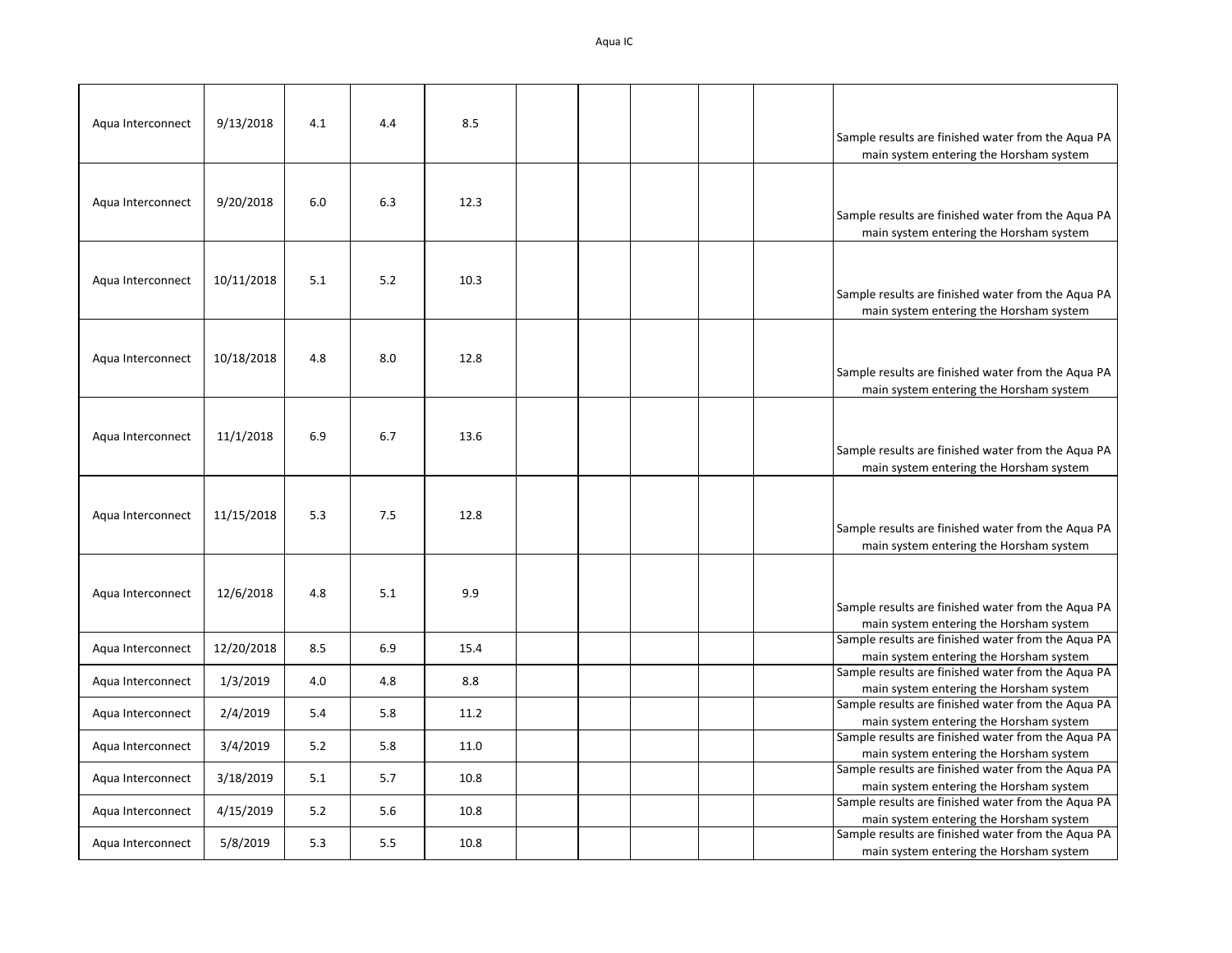| | | | | | | | | | | |
|---|---|---|---|---|---|---|---|---|---|---|
| Aqua Interconnect | 9/13/2018 | 4.1 | 4.4 | 8.5 | | | | | | Sample results are finished water from the Aqua PA main system entering the Horsham system |
| Aqua Interconnect | 9/20/2018 | 6.0 | 6.3 | 12.3 | | | | | | Sample results are finished water from the Aqua PA main system entering the Horsham system |
| Aqua Interconnect | 10/11/2018 | 5.1 | 5.2 | 10.3 | | | | | | Sample results are finished water from the Aqua PA main system entering the Horsham system |
| Aqua Interconnect | 10/18/2018 | 4.8 | 8.0 | 12.8 | | | | | | Sample results are finished water from the Aqua PA main system entering the Horsham system |
| Aqua Interconnect | 11/1/2018 | 6.9 | 6.7 | 13.6 | | | | | | Sample results are finished water from the Aqua PA main system entering the Horsham system |
| Aqua Interconnect | 11/15/2018 | 5.3 | 7.5 | 12.8 | | | | | | Sample results are finished water from the Aqua PA main system entering the Horsham system |
| Aqua Interconnect | 12/6/2018 | 4.8 | 5.1 | 9.9 | | | | | | Sample results are finished water from the Aqua PA main system entering the Horsham system |
| Aqua Interconnect | 12/20/2018 | 8.5 | 6.9 | 15.4 | | | | | | Sample results are finished water from the Aqua PA main system entering the Horsham system |
| Aqua Interconnect | 1/3/2019 | 4.0 | 4.8 | 8.8 | | | | | | Sample results are finished water from the Aqua PA main system entering the Horsham system |
| Aqua Interconnect | 2/4/2019 | 5.4 | 5.8 | 11.2 | | | | | | Sample results are finished water from the Aqua PA main system entering the Horsham system |
| Aqua Interconnect | 3/4/2019 | 5.2 | 5.8 | 11.0 | | | | | | Sample results are finished water from the Aqua PA main system entering the Horsham system |
| Aqua Interconnect | 3/18/2019 | 5.1 | 5.7 | 10.8 | | | | | | Sample results are finished water from the Aqua PA main system entering the Horsham system |
| Aqua Interconnect | 4/15/2019 | 5.2 | 5.6 | 10.8 | | | | | | Sample results are finished water from the Aqua PA main system entering the Horsham system |
| Aqua Interconnect | 5/8/2019 | 5.3 | 5.5 | 10.8 | | | | | | Sample results are finished water from the Aqua PA main system entering the Horsham system |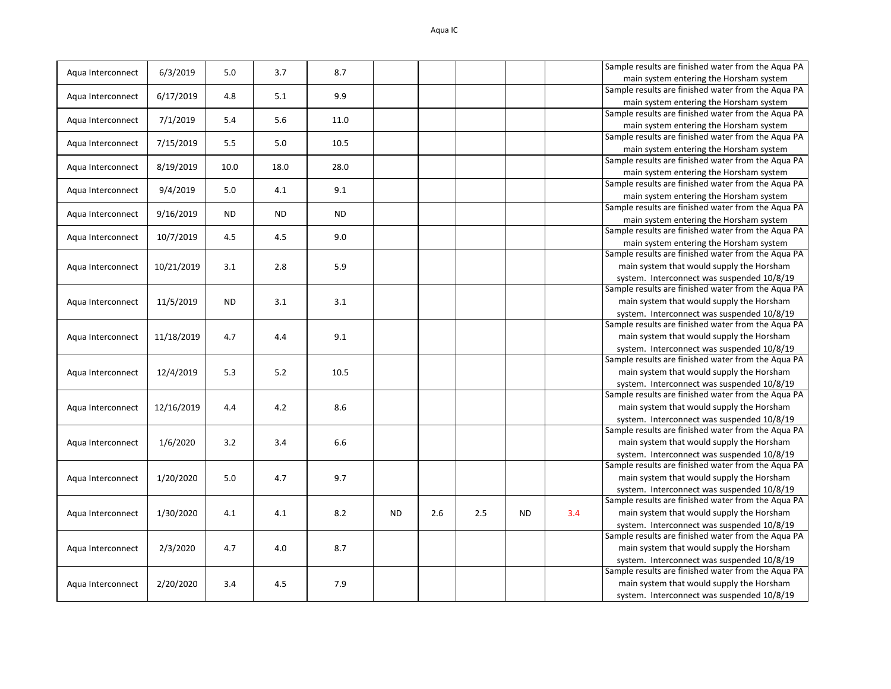| | | | | | | | | | | |
|---|---|---|---|---|---|---|---|---|---|---|
| Aqua Interconnect | 6/3/2019 | 5.0 | 3.7 | 8.7 | | | | | | Sample results are finished water from the Aqua PA main system entering the Horsham system |
| Aqua Interconnect | 6/17/2019 | 4.8 | 5.1 | 9.9 | | | | | | Sample results are finished water from the Aqua PA main system entering the Horsham system |
| Aqua Interconnect | 7/1/2019 | 5.4 | 5.6 | 11.0 | | | | | | Sample results are finished water from the Aqua PA main system entering the Horsham system |
| Aqua Interconnect | 7/15/2019 | 5.5 | 5.0 | 10.5 | | | | | | Sample results are finished water from the Aqua PA main system entering the Horsham system |
| Aqua Interconnect | 8/19/2019 | 10.0 | 18.0 | 28.0 | | | | | | Sample results are finished water from the Aqua PA main system entering the Horsham system |
| Aqua Interconnect | 9/4/2019 | 5.0 | 4.1 | 9.1 | | | | | | Sample results are finished water from the Aqua PA main system entering the Horsham system |
| Aqua Interconnect | 9/16/2019 | ND | ND | ND | | | | | | Sample results are finished water from the Aqua PA main system entering the Horsham system |
| Aqua Interconnect | 10/7/2019 | 4.5 | 4.5 | 9.0 | | | | | | Sample results are finished water from the Aqua PA main system entering the Horsham system |
| Aqua Interconnect | 10/21/2019 | 3.1 | 2.8 | 5.9 | | | | | | Sample results are finished water from the Aqua PA main system that would supply the Horsham system. Interconnect was suspended 10/8/19 |
| Aqua Interconnect | 11/5/2019 | ND | 3.1 | 3.1 | | | | | | Sample results are finished water from the Aqua PA main system that would supply the Horsham system. Interconnect was suspended 10/8/19 |
| Aqua Interconnect | 11/18/2019 | 4.7 | 4.4 | 9.1 | | | | | | Sample results are finished water from the Aqua PA main system that would supply the Horsham system. Interconnect was suspended 10/8/19 |
| Aqua Interconnect | 12/4/2019 | 5.3 | 5.2 | 10.5 | | | | | | Sample results are finished water from the Aqua PA main system that would supply the Horsham system. Interconnect was suspended 10/8/19 |
| Aqua Interconnect | 12/16/2019 | 4.4 | 4.2 | 8.6 | | | | | | Sample results are finished water from the Aqua PA main system that would supply the Horsham system. Interconnect was suspended 10/8/19 |
| Aqua Interconnect | 1/6/2020 | 3.2 | 3.4 | 6.6 | | | | | | Sample results are finished water from the Aqua PA main system that would supply the Horsham system. Interconnect was suspended 10/8/19 |
| Aqua Interconnect | 1/20/2020 | 5.0 | 4.7 | 9.7 | | | | | | Sample results are finished water from the Aqua PA main system that would supply the Horsham system. Interconnect was suspended 10/8/19 |
| Aqua Interconnect | 1/30/2020 | 4.1 | 4.1 | 8.2 | ND | 2.6 | 2.5 | ND | 3.4 | Sample results are finished water from the Aqua PA main system that would supply the Horsham system. Interconnect was suspended 10/8/19 |
| Aqua Interconnect | 2/3/2020 | 4.7 | 4.0 | 8.7 | | | | | | Sample results are finished water from the Aqua PA main system that would supply the Horsham system. Interconnect was suspended 10/8/19 |
| Aqua Interconnect | 2/20/2020 | 3.4 | 4.5 | 7.9 | | | | | | Sample results are finished water from the Aqua PA main system that would supply the Horsham system. Interconnect was suspended 10/8/19 |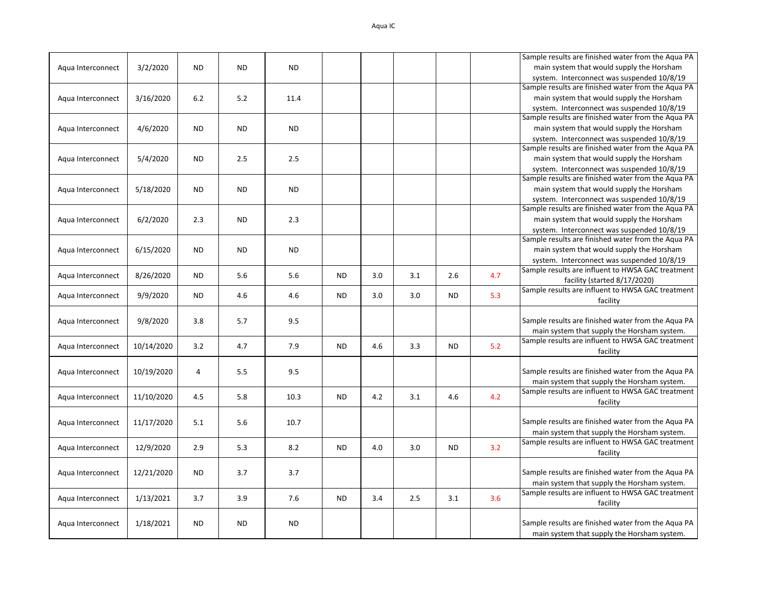| | | | | | | | | | | |
|---|---|---|---|---|---|---|---|---|---|---|
| Aqua Interconnect | 3/2/2020 | ND | ND | ND | | | | | | Sample results are finished water from the Aqua PA main system that would supply the Horsham system. Interconnect was suspended 10/8/19 |
| Aqua Interconnect | 3/16/2020 | 6.2 | 5.2 | 11.4 | | | | | | Sample results are finished water from the Aqua PA main system that would supply the Horsham system. Interconnect was suspended 10/8/19 |
| Aqua Interconnect | 4/6/2020 | ND | ND | ND | | | | | | Sample results are finished water from the Aqua PA main system that would supply the Horsham system. Interconnect was suspended 10/8/19 |
| Aqua Interconnect | 5/4/2020 | ND | 2.5 | 2.5 | | | | | | Sample results are finished water from the Aqua PA main system that would supply the Horsham system. Interconnect was suspended 10/8/19 |
| Aqua Interconnect | 5/18/2020 | ND | ND | ND | | | | | | Sample results are finished water from the Aqua PA main system that would supply the Horsham system. Interconnect was suspended 10/8/19 |
| Aqua Interconnect | 6/2/2020 | 2.3 | ND | 2.3 | | | | | | Sample results are finished water from the Aqua PA main system that would supply the Horsham system. Interconnect was suspended 10/8/19 |
| Aqua Interconnect | 6/15/2020 | ND | ND | ND | | | | | | Sample results are finished water from the Aqua PA main system that would supply the Horsham system. Interconnect was suspended 10/8/19 |
| Aqua Interconnect | 8/26/2020 | ND | 5.6 | 5.6 | ND | 3.0 | 3.1 | 2.6 | 4.7 | Sample results are influent to HWSA GAC treatment facility (started 8/17/2020) |
| Aqua Interconnect | 9/9/2020 | ND | 4.6 | 4.6 | ND | 3.0 | 3.0 | ND | 5.3 | Sample results are influent to HWSA GAC treatment facility |
| Aqua Interconnect | 9/8/2020 | 3.8 | 5.7 | 9.5 | | | | | | Sample results are finished water from the Aqua PA main system that supply the Horsham system. |
| Aqua Interconnect | 10/14/2020 | 3.2 | 4.7 | 7.9 | ND | 4.6 | 3.3 | ND | 5.2 | Sample results are influent to HWSA GAC treatment facility |
| Aqua Interconnect | 10/19/2020 | 4 | 5.5 | 9.5 | | | | | | Sample results are finished water from the Aqua PA main system that supply the Horsham system. |
| Aqua Interconnect | 11/10/2020 | 4.5 | 5.8 | 10.3 | ND | 4.2 | 3.1 | 4.6 | 4.2 | Sample results are influent to HWSA GAC treatment facility |
| Aqua Interconnect | 11/17/2020 | 5.1 | 5.6 | 10.7 | | | | | | Sample results are finished water from the Aqua PA main system that supply the Horsham system. |
| Aqua Interconnect | 12/9/2020 | 2.9 | 5.3 | 8.2 | ND | 4.0 | 3.0 | ND | 3.2 | Sample results are influent to HWSA GAC treatment facility |
| Aqua Interconnect | 12/21/2020 | ND | 3.7 | 3.7 | | | | | | Sample results are finished water from the Aqua PA main system that supply the Horsham system. |
| Aqua Interconnect | 1/13/2021 | 3.7 | 3.9 | 7.6 | ND | 3.4 | 2.5 | 3.1 | 3.6 | Sample results are influent to HWSA GAC treatment facility |
| Aqua Interconnect | 1/18/2021 | ND | ND | ND | | | | | | Sample results are finished water from the Aqua PA main system that supply the Horsham system. |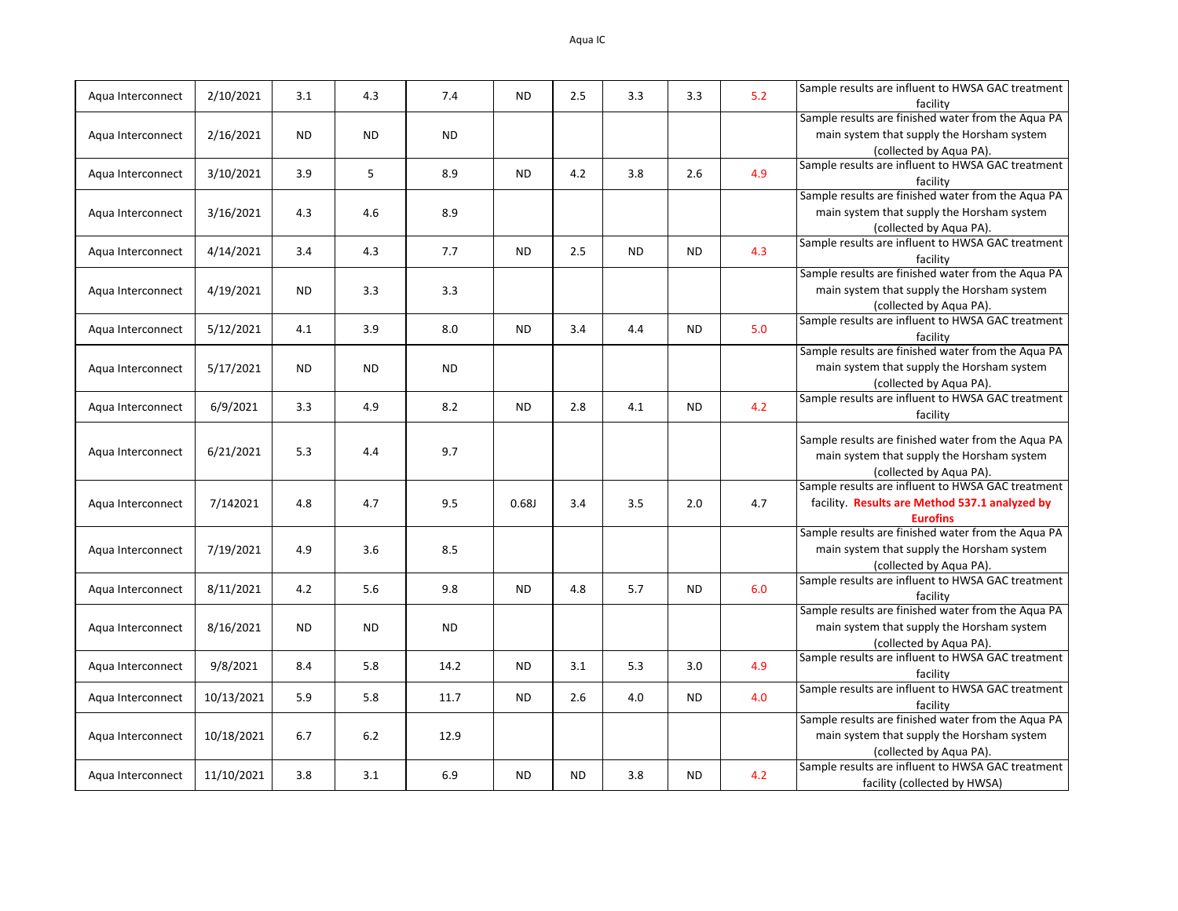Aqua IC

| | | | | | | | | | | |
|---|---|---|---|---|---|---|---|---|---|---|
| Aqua Interconnect | 2/10/2021 | 3.1 | 4.3 | 7.4 | ND | 2.5 | 3.3 | 3.3 | 5.2 | Sample results are influent to HWSA GAC treatment facility |
| Aqua Interconnect | 2/16/2021 | ND | ND | ND | | | | | | Sample results are finished water from the Aqua PA main system that supply the Horsham system (collected by Aqua PA). |
| Aqua Interconnect | 3/10/2021 | 3.9 | 5 | 8.9 | ND | 4.2 | 3.8 | 2.6 | 4.9 | Sample results are influent to HWSA GAC treatment facility |
| Aqua Interconnect | 3/16/2021 | 4.3 | 4.6 | 8.9 | | | | | | Sample results are finished water from the Aqua PA main system that supply the Horsham system (collected by Aqua PA). |
| Aqua Interconnect | 4/14/2021 | 3.4 | 4.3 | 7.7 | ND | 2.5 | ND | ND | 4.3 | Sample results are influent to HWSA GAC treatment facility |
| Aqua Interconnect | 4/19/2021 | ND | 3.3 | 3.3 | | | | | | Sample results are finished water from the Aqua PA main system that supply the Horsham system (collected by Aqua PA). |
| Aqua Interconnect | 5/12/2021 | 4.1 | 3.9 | 8.0 | ND | 3.4 | 4.4 | ND | 5.0 | Sample results are influent to HWSA GAC treatment facility |
| Aqua Interconnect | 5/17/2021 | ND | ND | ND | | | | | | Sample results are finished water from the Aqua PA main system that supply the Horsham system (collected by Aqua PA). |
| Aqua Interconnect | 6/9/2021 | 3.3 | 4.9 | 8.2 | ND | 2.8 | 4.1 | ND | 4.2 | Sample results are influent to HWSA GAC treatment facility |
| Aqua Interconnect | 6/21/2021 | 5.3 | 4.4 | 9.7 | | | | | | Sample results are finished water from the Aqua PA main system that supply the Horsham system (collected by Aqua PA). |
| Aqua Interconnect | 7/142021 | 4.8 | 4.7 | 9.5 | 0.68J | 3.4 | 3.5 | 2.0 | 4.7 | Sample results are influent to HWSA GAC treatment facility. **Results are Method 537.1 analyzed by Eurofins** |
| Aqua Interconnect | 7/19/2021 | 4.9 | 3.6 | 8.5 | | | | | | Sample results are finished water from the Aqua PA main system that supply the Horsham system (collected by Aqua PA). |
| Aqua Interconnect | 8/11/2021 | 4.2 | 5.6 | 9.8 | ND | 4.8 | 5.7 | ND | 6.0 | Sample results are influent to HWSA GAC treatment facility |
| Aqua Interconnect | 8/16/2021 | ND | ND | ND | | | | | | Sample results are finished water from the Aqua PA main system that supply the Horsham system (collected by Aqua PA). |
| Aqua Interconnect | 9/8/2021 | 8.4 | 5.8 | 14.2 | ND | 3.1 | 5.3 | 3.0 | 4.9 | Sample results are influent to HWSA GAC treatment facility |
| Aqua Interconnect | 10/13/2021 | 5.9 | 5.8 | 11.7 | ND | 2.6 | 4.0 | ND | 4.0 | Sample results are influent to HWSA GAC treatment facility |
| Aqua Interconnect | 10/18/2021 | 6.7 | 6.2 | 12.9 | | | | | | Sample results are finished water from the Aqua PA main system that supply the Horsham system (collected by Aqua PA). |
| Aqua Interconnect | 11/10/2021 | 3.8 | 3.1 | 6.9 | ND | ND | 3.8 | ND | 4.2 | Sample results are influent to HWSA GAC treatment facility (collected by HWSA) |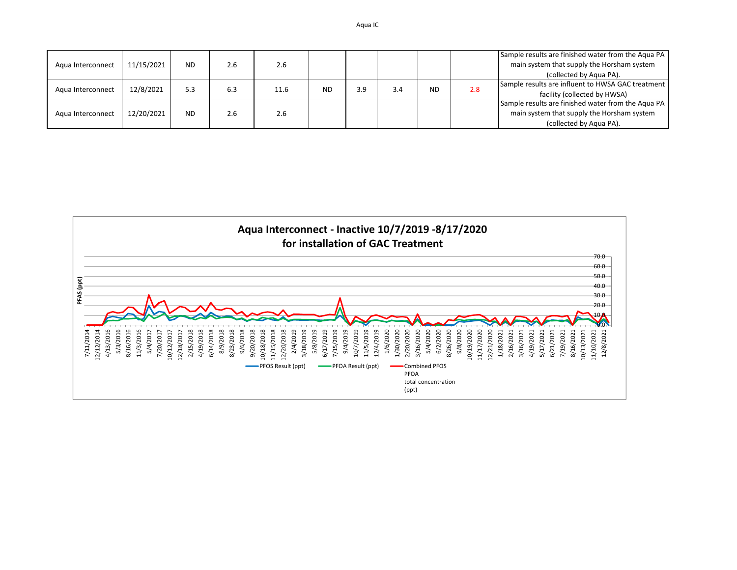| | | | | | | | | | | |
|---|---|---|---|---|---|---|---|---|---|---|
| Aqua Interconnect | 11/15/2021 | ND | 2.6 | 2.6 | | | | | | Sample results are finished water from the Aqua PA main system that supply the Horsham system (collected by Aqua PA). |
| Aqua Interconnect | 12/8/2021 | 5.3 | 6.3 | 11.6 | ND | 3.9 | 3.4 | ND | 2.8 | Sample results are influent to HWSA GAC treatment facility (collected by HWSA) |
| Aqua Interconnect | 12/20/2021 | ND | 2.6 | 2.6 | | | | | | Sample results are finished water from the Aqua PA main system that supply the Horsham system (collected by Aqua PA). |

Aqua Interconnect - Inactive 10/7/2019 -8/17/2020 for installation of GAC Treatment

PFAS (ppt)

70.0
60.0
50.0
40.0
30.0
20.0
10.0
0.0

7/11/2014, 12/12/2014, 4/13/2016, 5/3/2016, 8/16/2016, 11/3/2016, 5/4/2017, 7/20/2017, 10/12/2017, 12/18/2017, 2/15/2018, 4/19/2018, 6/14/2018, 8/9/2018, 8/23/2018, 9/6/2018, 9/20/2018, 10/18/2018, 11/15/2018, 12/20/2018, 2/4/2019, 3/18/2019, 5/8/2019, 6/17/2019, 7/15/2019, 9/4/2019, 10/7/2019, 11/5/2019, 12/4/2019, 1/6/2020, 1/30/2020, 2/20/2020, 3/16/2020, 5/4/2020, 6/2/2020, 8/26/2020, 9/8/2020, 10/19/2020, 11/17/2020, 12/21/2020, 1/18/2021, 2/16/2021, 3/16/2021, 4/19/2021, 5/17/2021, 6/21/2021, 7/19/2021, 8/16/2021, 10/13/2021, 11/10/2021, 12/8/2021

PFOS Result (ppt)
PFOA Result (ppt)
Combined PFOS PFOA total concentration (ppt)